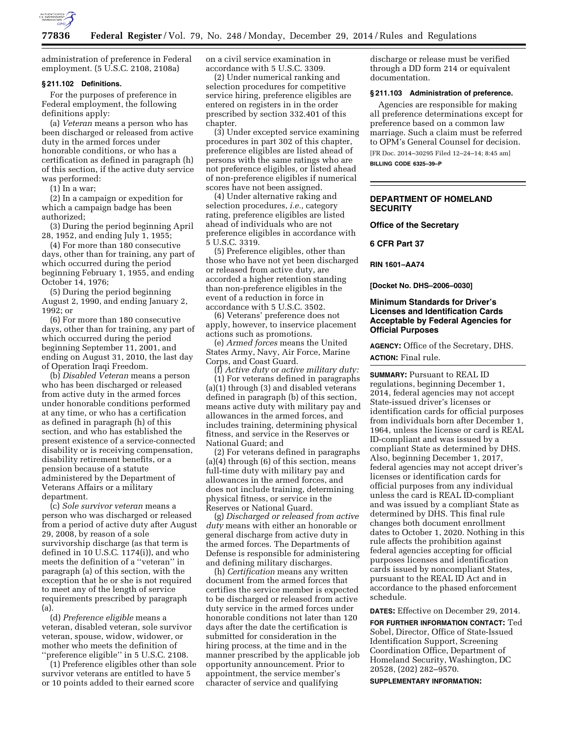administration of preference in Federal employment. (5 U.S.C. 2108, 2108a)

### § 211.102 Definitions.

For the purposes of preference in Federal employment, the following definitions apply:

(a) *Veteran* means a person who has been discharged or released from active duty in the armed forces under honorable conditions, or who has a certification as defined in paragraph (h) of this section, if the active duty service was performed:

(1) In a war;

(2) In a campaign or expedition for which a campaign badge has been authorized;

(3) During the period beginning April 28, 1952, and ending July 1, 1955;

(4) For more than 180 consecutive days, other than for training, any part of which occurred during the period beginning February 1, 1955, and ending October 14, 1976;

(5) During the period beginning August 2, 1990, and ending January 2, 1992; or

(6) For more than 180 consecutive days, other than for training, any part of which occurred during the period beginning September 11, 2001, and ending on August 31, 2010, the last day of Operation Iraqi Freedom.

(b) *Disabled Veteran* means a person who has been discharged or released from active duty in the armed forces under honorable conditions performed at any time, or who has a certification as defined in paragraph (h) of this section, and who has established the present existence of a service-connected disability or is receiving compensation, disability retirement benefits, or a pension because of a statute administered by the Department of Veterans Affairs or a military department.

(c) *Sole survivor veteran* means a person who was discharged or released from a period of active duty after August 29, 2008, by reason of a sole survivorship discharge (as that term is defined in 10 U.S.C. 1174(i)), and who meets the definition of a ''veteran'' in paragraph (a) of this section, with the exception that he or she is not required to meet any of the length of service requirements prescribed by paragraph (a).

(d) *Preference eligible* means a veteran, disabled veteran, sole survivor veteran, spouse, widow, widower, or mother who meets the definition of ''preference eligible'' in 5 U.S.C. 2108.

(1) Preference eligibles other than sole survivor veterans are entitled to have 5 or 10 points added to their earned score on a civil service examination in accordance with 5 U.S.C. 3309.

(2) Under numerical ranking and selection procedures for competitive service hiring, preference eligibles are entered on registers in in the order prescribed by section 332.401 of this chapter.

(3) Under excepted service examining procedures in part 302 of this chapter, preference eligibles are listed ahead of persons with the same ratings who are not preference eligibles, or listed ahead of non-preference eligibles if numerical scores have not been assigned.

(4) Under alternative raking and selection procedures, *i.e.,* category rating, preference eligibles are listed ahead of individuals who are not preference eligibles in accordance with 5 U.S.C. 3319.

(5) Preference eligibles, other than those who have not yet been discharged or released from active duty, are accorded a higher retention standing than non-preference eligibles in the event of a reduction in force in accordance with 5 U.S.C. 3502.

(6) Veterans' preference does not apply, however, to inservice placement actions such as promotions.

(e) *Armed forces* means the United States Army, Navy, Air Force, Marine Corps, and Coast Guard.

(f) *Active duty* or *active military duty:*

(1) For veterans defined in paragraphs (a)(1) through (3) and disabled veterans defined in paragraph (b) of this section, means active duty with military pay and allowances in the armed forces, and includes training, determining physical fitness, and service in the Reserves or National Guard; and

(2) For veterans defined in paragraphs (a)(4) through (6) of this section, means full-time duty with military pay and allowances in the armed forces, and does not include training, determining physical fitness, or service in the Reserves or National Guard.

(g) *Discharged or released from active duty* means with either an honorable or general discharge from active duty in the armed forces. The Departments of Defense is responsible for administering and defining military discharges.

(h) *Certification* means any written document from the armed forces that certifies the service member is expected to be discharged or released from active duty service in the armed forces under honorable conditions not later than 120 days after the date the certification is submitted for consideration in the hiring process, at the time and in the manner prescribed by the applicable job opportunity announcement. Prior to appointment, the service member's character of service and qualifying discharge or release must be verified through a DD form 214 or equivalent documentation.

### § 211.103 Administration of preference.

Agencies are responsible for making all preference determinations except for preference based on a common law marriage. Such a claim must be referred to OPM's General Counsel for decision.

[FR Doc. 2014–30295 Filed 12–24–14; 8:45 am]

**BILLING CODE 6325–39–P**

---

## DEPARTMENT OF HOMELAND SECURITY

**Office of the Secretary**

**6 CFR Part 37**

**RIN 1601–AA74**

**[Docket No. DHS–2006–0030]**

## Minimum Standards for Driver's Licenses and Identification Cards Acceptable by Federal Agencies for Official Purposes

**AGENCY:** Office of the Secretary, DHS.

**ACTION:** Final rule.

**SUMMARY:** Pursuant to REAL ID regulations, beginning December 1, 2014, federal agencies may not accept State-issued driver's licenses or identification cards for official purposes from individuals born after December 1, 1964, unless the license or card is REAL ID-compliant and was issued by a compliant State as determined by DHS. Also, beginning December 1, 2017, federal agencies may not accept driver's licenses or identification cards for official purposes from any individual unless the card is REAL ID-compliant and was issued by a compliant State as determined by DHS. This final rule changes both document enrollment dates to October 1, 2020. Nothing in this rule affects the prohibition against federal agencies accepting for official purposes licenses and identification cards issued by noncompliant States, pursuant to the REAL ID Act and in accordance to the phased enforcement schedule.

**DATES:** Effective on December 29, 2014.

**FOR FURTHER INFORMATION CONTACT:** Ted Sobel, Director, Office of State-Issued Identification Support, Screening Coordination Office, Department of Homeland Security, Washington, DC 20528, (202) 282–9570.

**SUPPLEMENTARY INFORMATION:**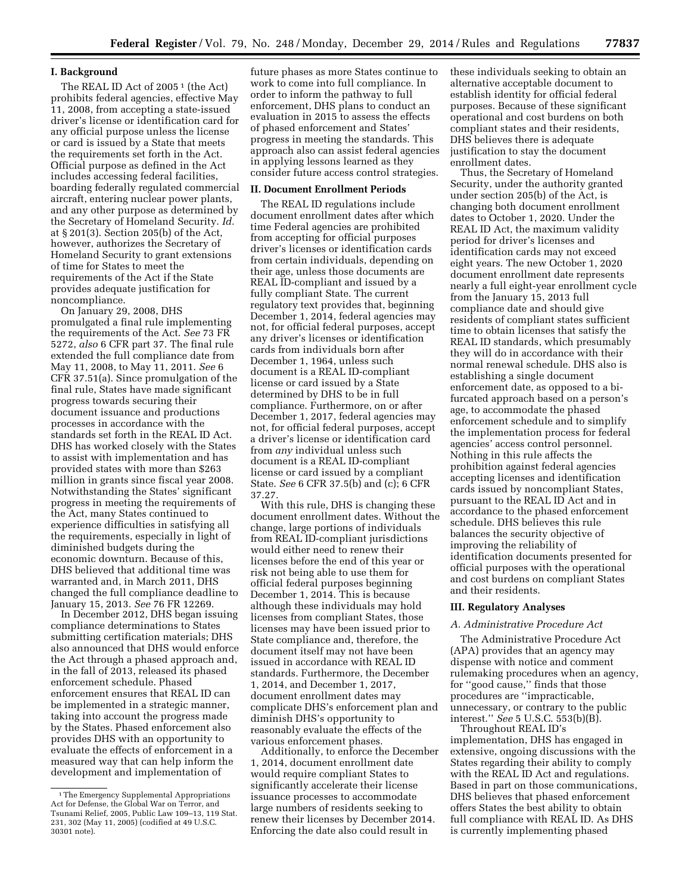## I. Background

The REAL ID Act of 2005 [1] (the Act) prohibits federal agencies, effective May 11, 2008, from accepting a state-issued driver's license or identification card for any official purpose unless the license or card is issued by a State that meets the requirements set forth in the Act. Official purpose as defined in the Act includes accessing federal facilities, boarding federally regulated commercial aircraft, entering nuclear power plants, and any other purpose as determined by the Secretary of Homeland Security. *Id.* at § 201(3). Section 205(b) of the Act, however, authorizes the Secretary of Homeland Security to grant extensions of time for States to meet the requirements of the Act if the State provides adequate justification for noncompliance.

On January 29, 2008, DHS promulgated a final rule implementing the requirements of the Act. *See* 73 FR 5272, *also* 6 CFR part 37. The final rule extended the full compliance date from May 11, 2008, to May 11, 2011. *See* 6 CFR 37.51(a). Since promulgation of the final rule, States have made significant progress towards securing their document issuance and productions processes in accordance with the standards set forth in the REAL ID Act. DHS has worked closely with the States to assist with implementation and has provided states with more than $263 million in grants since fiscal year 2008. Notwithstanding the States' significant progress in meeting the requirements of the Act, many States continued to experience difficulties in satisfying all the requirements, especially in light of diminished budgets during the economic downturn. Because of this, DHS believed that additional time was warranted and, in March 2011, DHS changed the full compliance deadline to January 15, 2013. *See* 76 FR 12269.

In December 2012, DHS began issuing compliance determinations to States submitting certification materials; DHS also announced that DHS would enforce the Act through a phased approach and, in the fall of 2013, released its phased enforcement schedule. Phased enforcement ensures that REAL ID can be implemented in a strategic manner, taking into account the progress made by the States. Phased enforcement also provides DHS with an opportunity to evaluate the effects of enforcement in a measured way that can help inform the development and implementation of future phases as more States continue to work to come into full compliance. In order to inform the pathway to full enforcement, DHS plans to conduct an evaluation in 2015 to assess the effects of phased enforcement and States' progress in meeting the standards. This approach also can assist federal agencies in applying lessons learned as they consider future access control strategies.

## II. Document Enrollment Periods

The REAL ID regulations include document enrollment dates after which time Federal agencies are prohibited from accepting for official purposes driver's licenses or identification cards from certain individuals, depending on their age, unless those documents are REAL ID-compliant and issued by a fully compliant State. The current regulatory text provides that, beginning December 1, 2014, federal agencies may not, for official federal purposes, accept any driver's licenses or identification cards from individuals born after December 1, 1964, unless such document is a REAL ID-compliant license or card issued by a State determined by DHS to be in full compliance. Furthermore, on or after December 1, 2017, federal agencies may not, for official federal purposes, accept a driver's license or identification card from *any* individual unless such document is a REAL ID-compliant license or card issued by a compliant State. *See* 6 CFR 37.5(b) and (c); 6 CFR 37.27.

With this rule, DHS is changing these document enrollment dates. Without the change, large portions of individuals from REAL ID-compliant jurisdictions would either need to renew their licenses before the end of this year or risk not being able to use them for official federal purposes beginning December 1, 2014. This is because although these individuals may hold licenses from compliant States, those licenses may have been issued prior to State compliance and, therefore, the document itself may not have been issued in accordance with REAL ID standards. Furthermore, the December 1, 2014, and December 1, 2017, document enrollment dates may complicate DHS's enforcement plan and diminish DHS's opportunity to reasonably evaluate the effects of the various enforcement phases.

Additionally, to enforce the December 1, 2014, document enrollment date would require compliant States to significantly accelerate their license issuance processes to accommodate large numbers of residents seeking to renew their licenses by December 2014. Enforcing the date also could result in these individuals seeking to obtain an alternative acceptable document to establish identity for official federal purposes. Because of these significant operational and cost burdens on both compliant states and their residents, DHS believes there is adequate justification to stay the document enrollment dates.

Thus, the Secretary of Homeland Security, under the authority granted under section 205(b) of the Act, is changing both document enrollment dates to October 1, 2020. Under the REAL ID Act, the maximum validity period for driver's licenses and identification cards may not exceed eight years. The new October 1, 2020 document enrollment date represents nearly a full eight-year enrollment cycle from the January 15, 2013 full compliance date and should give residents of compliant states sufficient time to obtain licenses that satisfy the REAL ID standards, which presumably they will do in accordance with their normal renewal schedule. DHS also is establishing a single document enforcement date, as opposed to a bi-furcated approach based on a person's age, to accommodate the phased enforcement schedule and to simplify the implementation process for federal agencies' access control personnel. Nothing in this rule affects the prohibition against federal agencies accepting licenses and identification cards issued by noncompliant States, pursuant to the REAL ID Act and in accordance to the phased enforcement schedule. DHS believes this rule balances the security objective of improving the reliability of identification documents presented for official purposes with the operational and cost burdens on compliant States and their residents.

## III. Regulatory Analyses

### A. Administrative Procedure Act

The Administrative Procedure Act (APA) provides that an agency may dispense with notice and comment rulemaking procedures when an agency, for "good cause," finds that those procedures are "impracticable, unnecessary, or contrary to the public interest." *See* 5 U.S.C. 553(b)(B).

Throughout REAL ID's implementation, DHS has engaged in extensive, ongoing discussions with the States regarding their ability to comply with the REAL ID Act and regulations. Based in part on those communications, DHS believes that phased enforcement offers States the best ability to obtain full compliance with REAL ID. As DHS is currently implementing phased

---

[1] The Emergency Supplemental Appropriations Act for Defense, the Global War on Terror, and Tsunami Relief, 2005, Public Law 109–13, 119 Stat. 231, 302 (May 11, 2005) (codified at 49 U.S.C. 30301 note).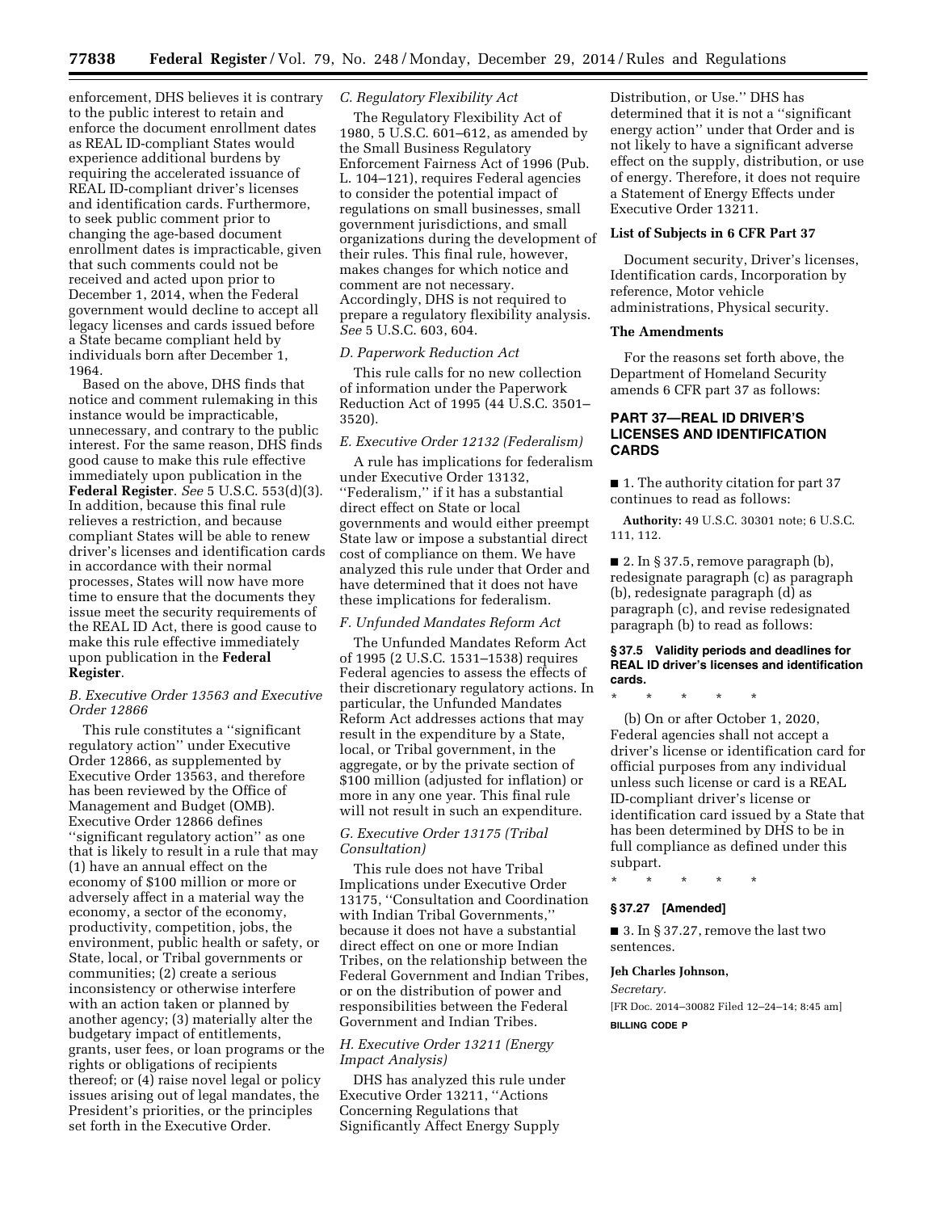enforcement, DHS believes it is contrary to the public interest to retain and enforce the document enrollment dates as REAL ID-compliant States would experience additional burdens by requiring the accelerated issuance of REAL ID-compliant driver's licenses and identification cards. Furthermore, to seek public comment prior to changing the age-based document enrollment dates is impracticable, given that such comments could not be received and acted upon prior to December 1, 2014, when the Federal government would decline to accept all legacy licenses and cards issued before a State became compliant held by individuals born after December 1, 1964.

Based on the above, DHS finds that notice and comment rulemaking in this instance would be impracticable, unnecessary, and contrary to the public interest. For the same reason, DHS finds good cause to make this rule effective immediately upon publication in the **Federal Register**. *See* 5 U.S.C. 553(d)(3). In addition, because this final rule relieves a restriction, and because compliant States will be able to renew driver's licenses and identification cards in accordance with their normal processes, States will now have more time to ensure that the documents they issue meet the security requirements of the REAL ID Act, there is good cause to make this rule effective immediately upon publication in the **Federal Register**.

### *B. Executive Order 13563 and Executive Order 12866*

This rule constitutes a "significant regulatory action" under Executive Order 12866, as supplemented by Executive Order 13563, and therefore has been reviewed by the Office of Management and Budget (OMB). Executive Order 12866 defines "significant regulatory action" as one that is likely to result in a rule that may (1) have an annual effect on the economy of $100 million or more or adversely affect in a material way the economy, a sector of the economy, productivity, competition, jobs, the environment, public health or safety, or State, local, or Tribal governments or communities; (2) create a serious inconsistency or otherwise interfere with an action taken or planned by another agency; (3) materially alter the budgetary impact of entitlements, grants, user fees, or loan programs or the rights or obligations of recipients thereof; or (4) raise novel legal or policy issues arising out of legal mandates, the President's priorities, or the principles set forth in the Executive Order.

### *C. Regulatory Flexibility Act*

The Regulatory Flexibility Act of 1980, 5 U.S.C. 601–612, as amended by the Small Business Regulatory Enforcement Fairness Act of 1996 (Pub. L. 104–121), requires Federal agencies to consider the potential impact of regulations on small businesses, small government jurisdictions, and small organizations during the development of their rules. This final rule, however, makes changes for which notice and comment are not necessary. Accordingly, DHS is not required to prepare a regulatory flexibility analysis. *See* 5 U.S.C. 603, 604.

### *D. Paperwork Reduction Act*

This rule calls for no new collection of information under the Paperwork Reduction Act of 1995 (44 U.S.C. 3501–3520).

### *E. Executive Order 12132 (Federalism)*

A rule has implications for federalism under Executive Order 13132, "Federalism," if it has a substantial direct effect on State or local governments and would either preempt State law or impose a substantial direct cost of compliance on them. We have analyzed this rule under that Order and have determined that it does not have these implications for federalism.

### *F. Unfunded Mandates Reform Act*

The Unfunded Mandates Reform Act of 1995 (2 U.S.C. 1531–1538) requires Federal agencies to assess the effects of their discretionary regulatory actions. In particular, the Unfunded Mandates Reform Act addresses actions that may result in the expenditure by a State, local, or Tribal government, in the aggregate, or by the private section of $100 million (adjusted for inflation) or more in any one year. This final rule will not result in such an expenditure.

### *G. Executive Order 13175 (Tribal Consultation)*

This rule does not have Tribal Implications under Executive Order 13175, "Consultation and Coordination with Indian Tribal Governments," because it does not have a substantial direct effect on one or more Indian Tribes, on the relationship between the Federal Government and Indian Tribes, or on the distribution of power and responsibilities between the Federal Government and Indian Tribes.

### *H. Executive Order 13211 (Energy Impact Analysis)*

DHS has analyzed this rule under Executive Order 13211, "Actions Concerning Regulations that Significantly Affect Energy Supply Distribution, or Use." DHS has determined that it is not a "significant energy action" under that Order and is not likely to have a significant adverse effect on the supply, distribution, or use of energy. Therefore, it does not require a Statement of Energy Effects under Executive Order 13211.

### List of Subjects in 6 CFR Part 37

Document security, Driver's licenses, Identification cards, Incorporation by reference, Motor vehicle administrations, Physical security.

### The Amendments

For the reasons set forth above, the Department of Homeland Security amends 6 CFR part 37 as follows:

## PART 37—REAL ID DRIVER'S LICENSES AND IDENTIFICATION CARDS

■ 1. The authority citation for part 37 continues to read as follows:

**Authority:** 49 U.S.C. 30301 note; 6 U.S.C. 111, 112.

■ 2. In § 37.5, remove paragraph (b), redesignate paragraph (c) as paragraph (b), redesignate paragraph (d) as paragraph (c), and revise redesignated paragraph (b) to read as follows:

#### § 37.5 Validity periods and deadlines for REAL ID driver's licenses and identification cards.

\* \* \* \* \*

(b) On or after October 1, 2020, Federal agencies shall not accept a driver's license or identification card for official purposes from any individual unless such license or card is a REAL ID-compliant driver's license or identification card issued by a State that has been determined by DHS to be in full compliance as defined under this subpart.

\* \* \* \* \*

#### § 37.27 [Amended]

■ 3. In § 37.27, remove the last two sentences.

**Jeh Charles Johnson,**

*Secretary.*

[FR Doc. 2014–30082 Filed 12–24–14; 8:45 am]

**BILLING CODE P**